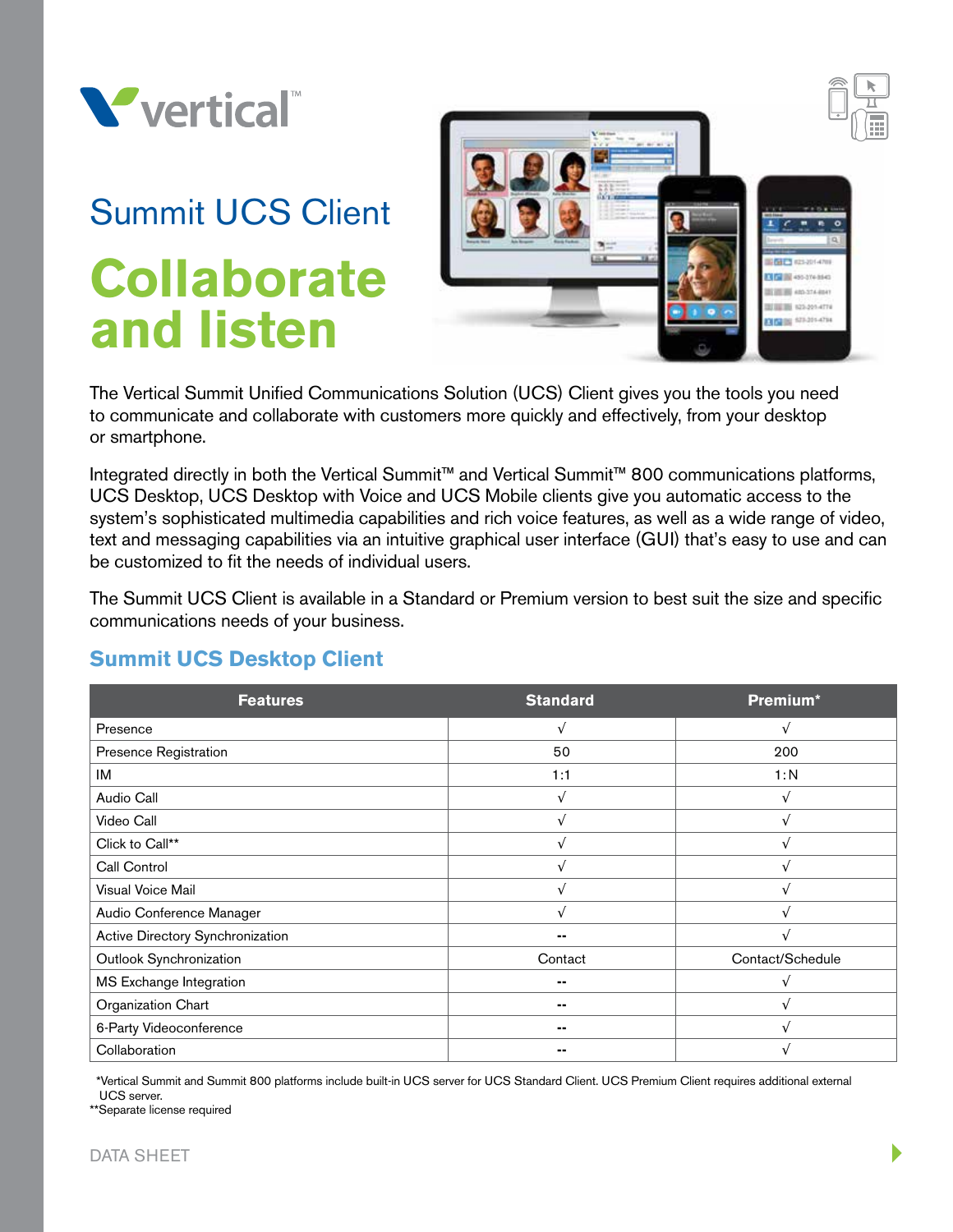# Summit UCS Client

# Collaborate and listen

The Vertical Summit Unified Communications Solution (UCS) Client gives you the tools you need to communicate and collaborate with customers more quickly and effectively, from your desktop or smartphone.

Integrated directly in both the Vertical Summit™ and Vertical Summit™ 800 communications platforms, UCS Desktop, UCS Desktop with Voice and UCS Mobile clients give you automatic access to the system's sophisticated multimedia capabilities and rich voice features, as well as a wide range of video, text and messaging capabilities via an intuitive graphical user interface (GUI) that's easy to use and can be customized to fit the needs of individual users.

The Summit UCS Client is available in a Standard or Premium version to best suit the size and specific communications needs of your business.

## Summit UCS Desktop Client

| Features | Standard | Premium* |
|---|---|---|
| Presence | √ | √ |
| Presence Registration | 50 | 200 |
| IM | 1:1 | 1:N |
| Audio Call | √ | √ |
| Video Call | √ | √ |
| Click to Call** | √ | √ |
| Call Control | √ | √ |
| Visual Voice Mail | √ | √ |
| Audio Conference Manager | √ | √ |
| Active Directory Synchronization | -- | √ |
| Outlook Synchronization | Contact | Contact/Schedule |
| MS Exchange Integration | -- | √ |
| Organization Chart | -- | √ |
| 6-Party Videoconference | -- | √ |
| Collaboration | -- | √ |

*Vertical Summit and Summit 800 platforms include built-in UCS server for UCS Standard Client. UCS Premium Client requires additional external UCS server.

**Separate license required

DATA SHEET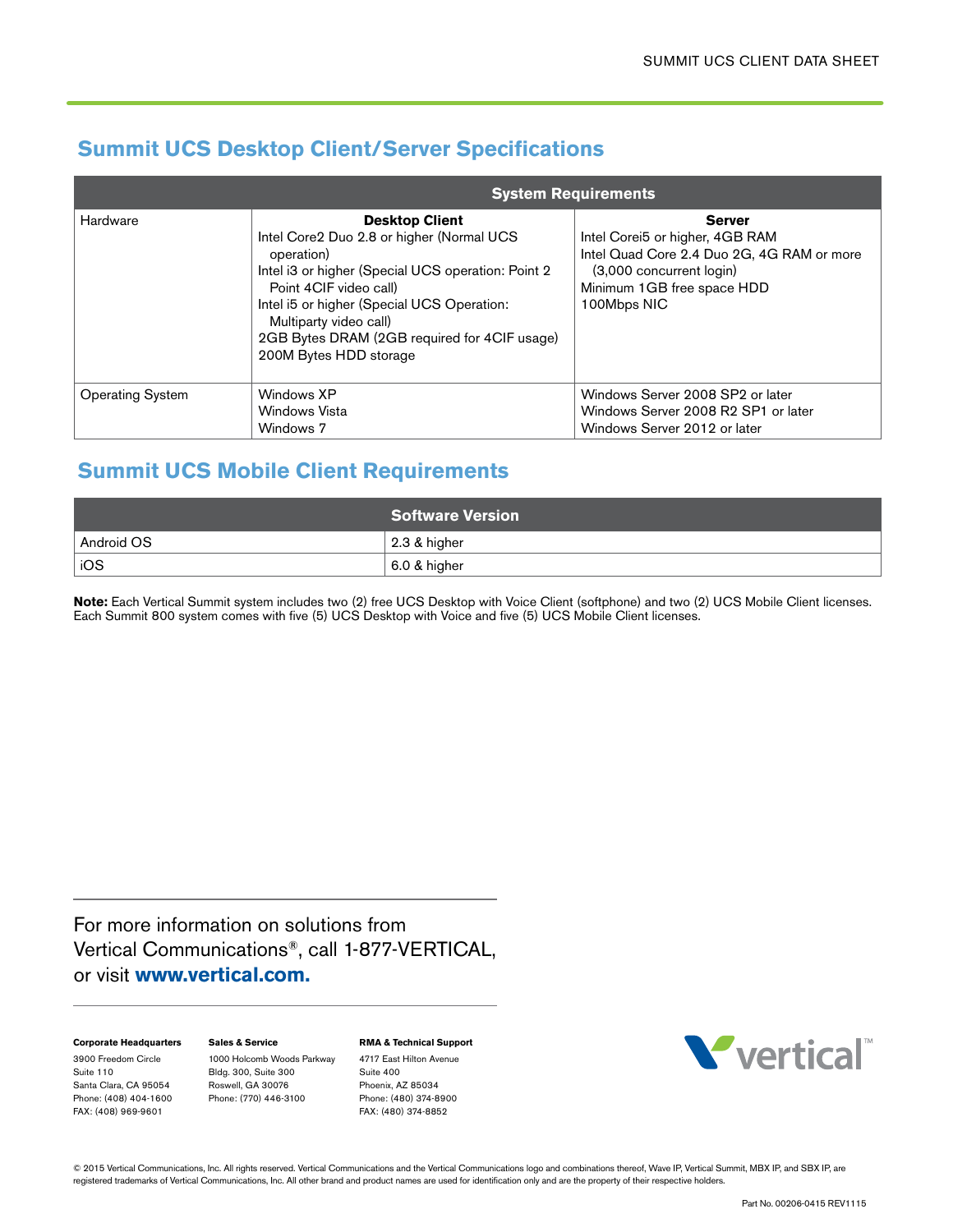## Summit UCS Desktop Client/Server Specifications

| | System Requirements | |
|---|---|---|
| Hardware | **Desktop Client**<br>Intel Core2 Duo 2.8 or higher (Normal UCS operation)<br>Intel i3 or higher (Special UCS operation: Point 2 Point 4CIF video call)<br>Intel i5 or higher (Special UCS Operation: Multiparty video call)<br>2GB Bytes DRAM (2GB required for 4CIF usage)<br>200M Bytes HDD storage | **Server**<br>Intel Corei5 or higher, 4GB RAM<br>Intel Quad Core 2.4 Duo 2G, 4G RAM or more (3,000 concurrent login)<br>Minimum 1GB free space HDD<br>100Mbps NIC |
| Operating System | Windows XP<br>Windows Vista<br>Windows 7 | Windows Server 2008 SP2 or later<br>Windows Server 2008 R2 SP1 or later<br>Windows Server 2012 or later |

## Summit UCS Mobile Client Requirements

| Software Version | |
|---|---|
| Android OS | 2.3 & higher |
| iOS | 6.0 & higher |

**Note:** Each Vertical Summit system includes two (2) free UCS Desktop with Voice Client (softphone) and two (2) UCS Mobile Client licenses. Each Summit 800 system comes with five (5) UCS Desktop with Voice and five (5) UCS Mobile Client licenses.

For more information on solutions from Vertical Communications®, call 1-877-VERTICAL, or visit **www.vertical.com.**

**Corporate Headquarters**
3900 Freedom Circle
Suite 110
Santa Clara, CA 95054
Phone: (408) 404-1600
FAX: (408) 969-9601

**Sales & Service**
1000 Holcomb Woods Parkway
Bldg. 300, Suite 300
Roswell, GA 30076
Phone: (770) 446-3100

**RMA & Technical Support**
4717 East Hilton Avenue
Suite 400
Phoenix, AZ 85034
Phone: (480) 374-8900
FAX: (480) 374-8852

vertical™

© 2015 Vertical Communications, Inc. All rights reserved. Vertical Communications and the Vertical Communications logo and combinations thereof, Wave IP, Vertical Summit, MBX IP, and SBX IP, are registered trademarks of Vertical Communications, Inc. All other brand and product names are used for identification only and are the property of their respective holders.

Part No. 00206-0415 REV1115